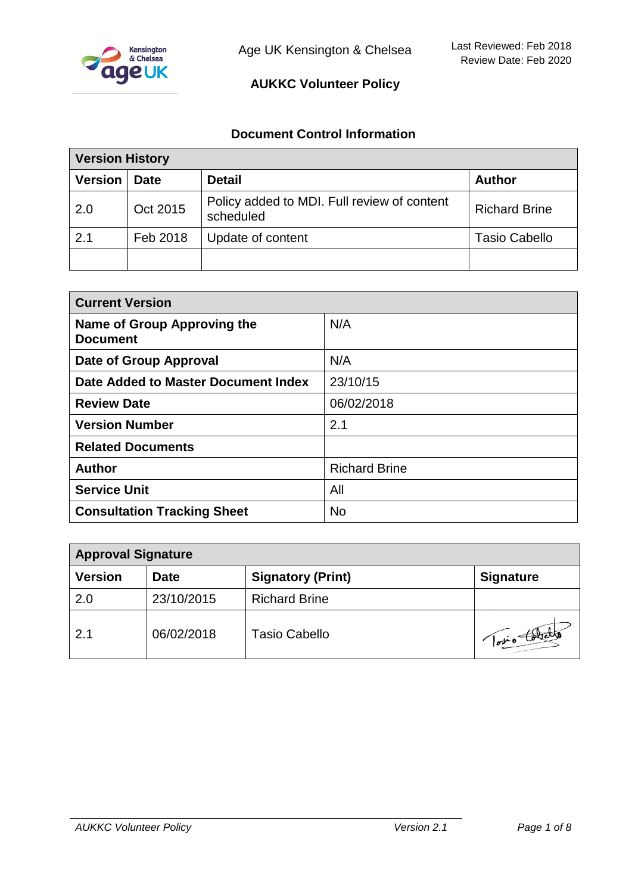Age UK Kensington & Chelsea

Last Reviewed: Feb 2018
Review Date: Feb 2020

# AUKKC Volunteer Policy

## Document Control Information

| Version History | | | |
|---|---|---|---|
| **Version** | **Date** | **Detail** | **Author** |
| 2.0 | Oct 2015 | Policy added to MDI. Full review of content scheduled | Richard Brine |
| 2.1 | Feb 2018 | Update of content | Tasio Cabello |
| | | | |

| Current Version | |
|---|---|
| **Name of Group Approving the Document** | N/A |
| **Date of Group Approval** | N/A |
| **Date Added to Master Document Index** | 23/10/15 |
| **Review Date** | 06/02/2018 |
| **Version Number** | 2.1 |
| **Related Documents** | |
| **Author** | Richard Brine |
| **Service Unit** | All |
| **Consultation Tracking Sheet** | No |

| Approval Signature | | | |
|---|---|---|---|
| **Version** | **Date** | **Signatory (Print)** | **Signature** |
| 2.0 | 23/10/2015 | Richard Brine | |
| 2.1 | 06/02/2018 | Tasio Cabello | Tasio Cabello |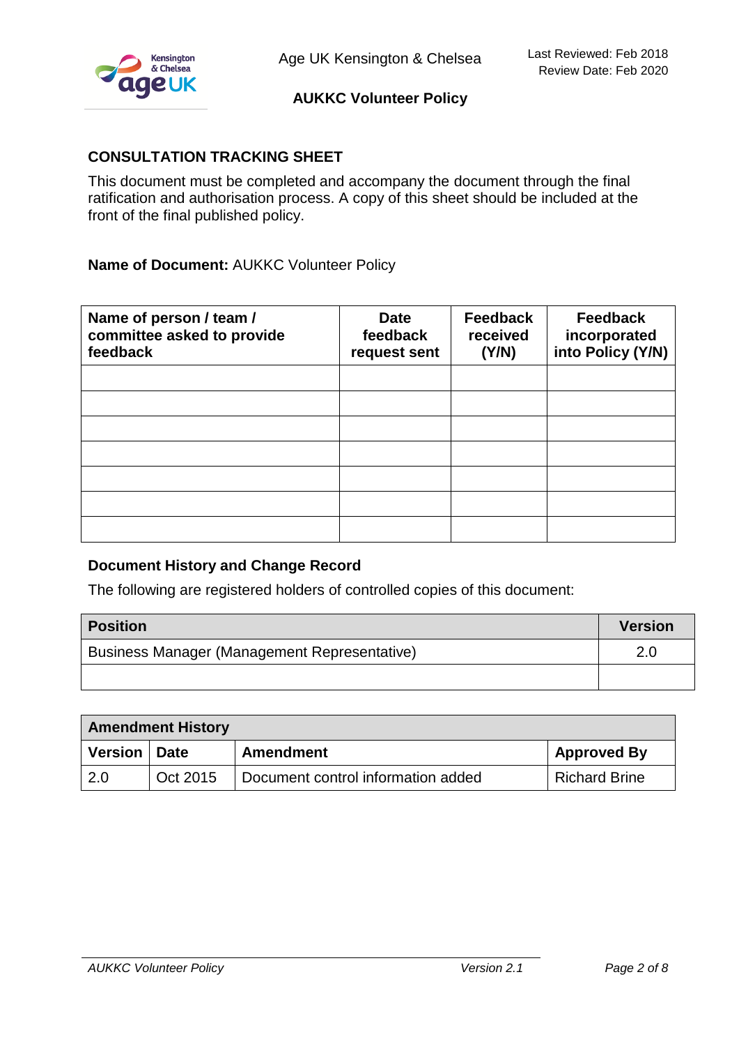## CONSULTATION TRACKING SHEET

This document must be completed and accompany the document through the final ratification and authorisation process. A copy of this sheet should be included at the front of the final published policy.

**Name of Document:** AUKKC Volunteer Policy

| Name of person / team / committee asked to provide feedback | Date feedback request sent | Feedback received (Y/N) | Feedback incorporated into Policy (Y/N) |
|---|---|---|---|
| | | | |
| | | | |
| | | | |
| | | | |
| | | | |
| | | | |
| | | | |

### Document History and Change Record

The following are registered holders of controlled copies of this document:

| Position | Version |
|---|---|
| Business Manager (Management Representative) | 2.0 |
| | |

| Amendment History | | | |
|---|---|---|---|
| **Version** | **Date** | **Amendment** | **Approved By** |
| 2.0 | Oct 2015 | Document control information added | Richard Brine |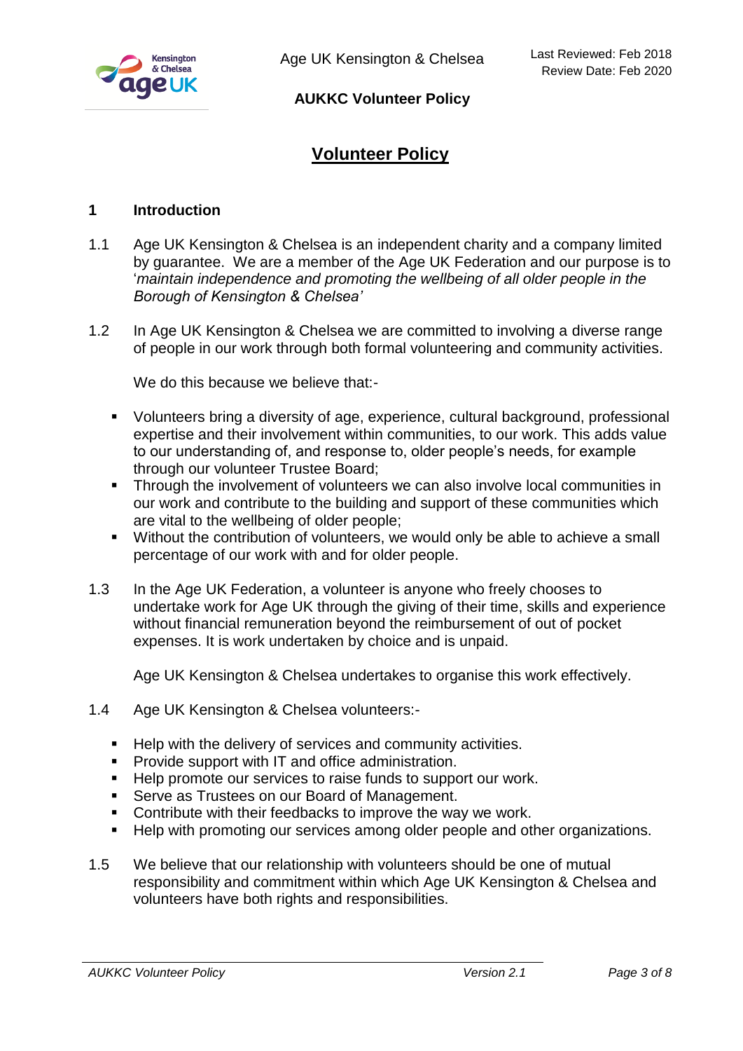# Volunteer Policy

## 1 Introduction

1.1 Age UK Kensington & Chelsea is an independent charity and a company limited by guarantee. We are a member of the Age UK Federation and our purpose is to '*maintain independence and promoting the wellbeing of all older people in the Borough of Kensington & Chelsea'*

1.2 In Age UK Kensington & Chelsea we are committed to involving a diverse range of people in our work through both formal volunteering and community activities.

We do this because we believe that:-

- Volunteers bring a diversity of age, experience, cultural background, professional expertise and their involvement within communities, to our work. This adds value to our understanding of, and response to, older people's needs, for example through our volunteer Trustee Board;
- Through the involvement of volunteers we can also involve local communities in our work and contribute to the building and support of these communities which are vital to the wellbeing of older people;
- Without the contribution of volunteers, we would only be able to achieve a small percentage of our work with and for older people.

1.3 In the Age UK Federation, a volunteer is anyone who freely chooses to undertake work for Age UK through the giving of their time, skills and experience without financial remuneration beyond the reimbursement of out of pocket expenses. It is work undertaken by choice and is unpaid.

Age UK Kensington & Chelsea undertakes to organise this work effectively.

1.4 Age UK Kensington & Chelsea volunteers:-

- Help with the delivery of services and community activities.
- Provide support with IT and office administration.
- Help promote our services to raise funds to support our work.
- Serve as Trustees on our Board of Management.
- Contribute with their feedbacks to improve the way we work.
- Help with promoting our services among older people and other organizations.

1.5 We believe that our relationship with volunteers should be one of mutual responsibility and commitment within which Age UK Kensington & Chelsea and volunteers have both rights and responsibilities.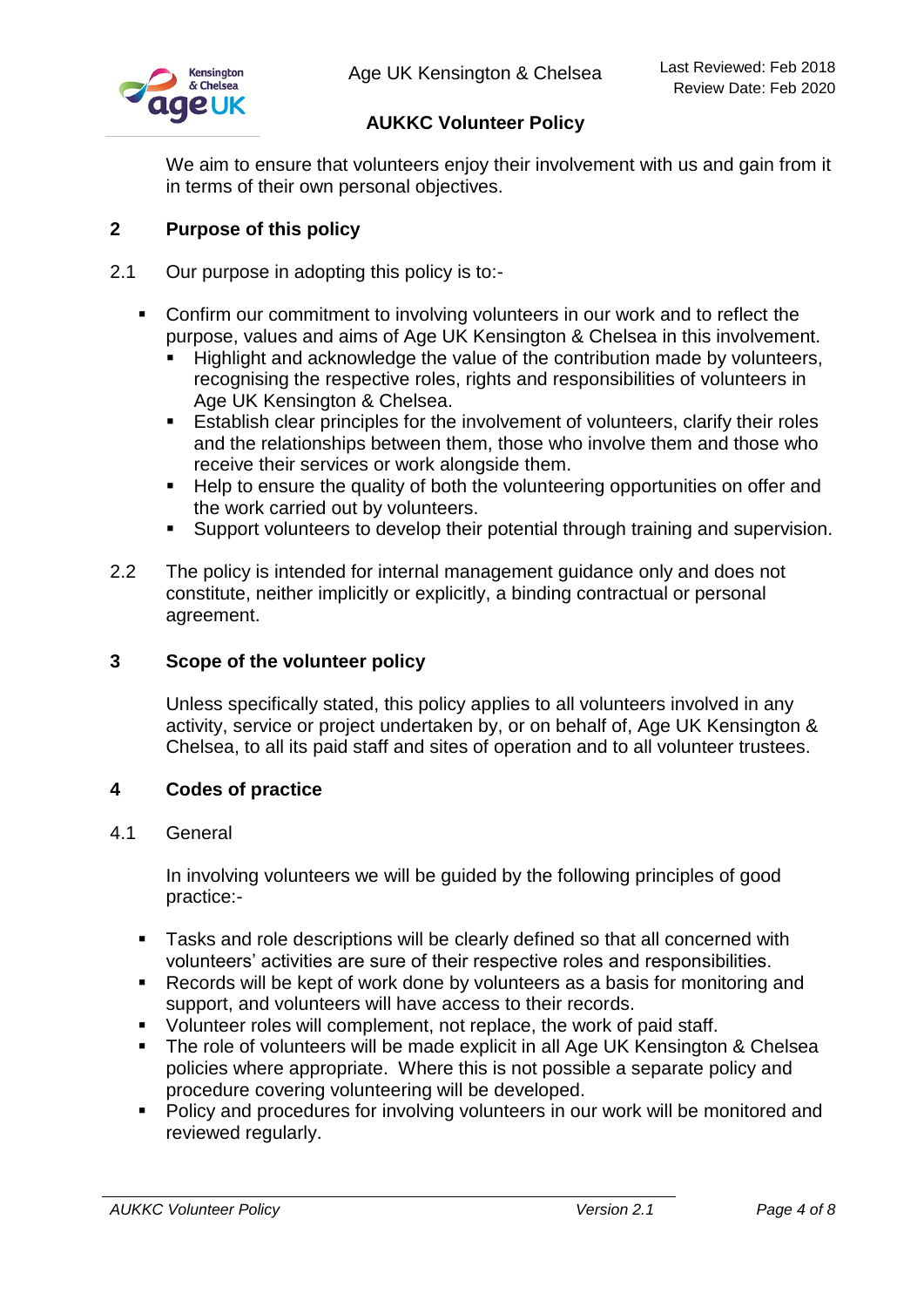We aim to ensure that volunteers enjoy their involvement with us and gain from it in terms of their own personal objectives.

## 2 Purpose of this policy

2.1 Our purpose in adopting this policy is to:-

- Confirm our commitment to involving volunteers in our work and to reflect the purpose, values and aims of Age UK Kensington & Chelsea in this involvement.
  - Highlight and acknowledge the value of the contribution made by volunteers, recognising the respective roles, rights and responsibilities of volunteers in Age UK Kensington & Chelsea.
  - Establish clear principles for the involvement of volunteers, clarify their roles and the relationships between them, those who involve them and those who receive their services or work alongside them.
  - Help to ensure the quality of both the volunteering opportunities on offer and the work carried out by volunteers.
  - Support volunteers to develop their potential through training and supervision.

2.2 The policy is intended for internal management guidance only and does not constitute, neither implicitly or explicitly, a binding contractual or personal agreement.

## 3 Scope of the volunteer policy

Unless specifically stated, this policy applies to all volunteers involved in any activity, service or project undertaken by, or on behalf of, Age UK Kensington & Chelsea, to all its paid staff and sites of operation and to all volunteer trustees.

## 4 Codes of practice

4.1 General

In involving volunteers we will be guided by the following principles of good practice:-

- Tasks and role descriptions will be clearly defined so that all concerned with volunteers' activities are sure of their respective roles and responsibilities.
- Records will be kept of work done by volunteers as a basis for monitoring and support, and volunteers will have access to their records.
- Volunteer roles will complement, not replace, the work of paid staff.
- The role of volunteers will be made explicit in all Age UK Kensington & Chelsea policies where appropriate. Where this is not possible a separate policy and procedure covering volunteering will be developed.
- Policy and procedures for involving volunteers in our work will be monitored and reviewed regularly.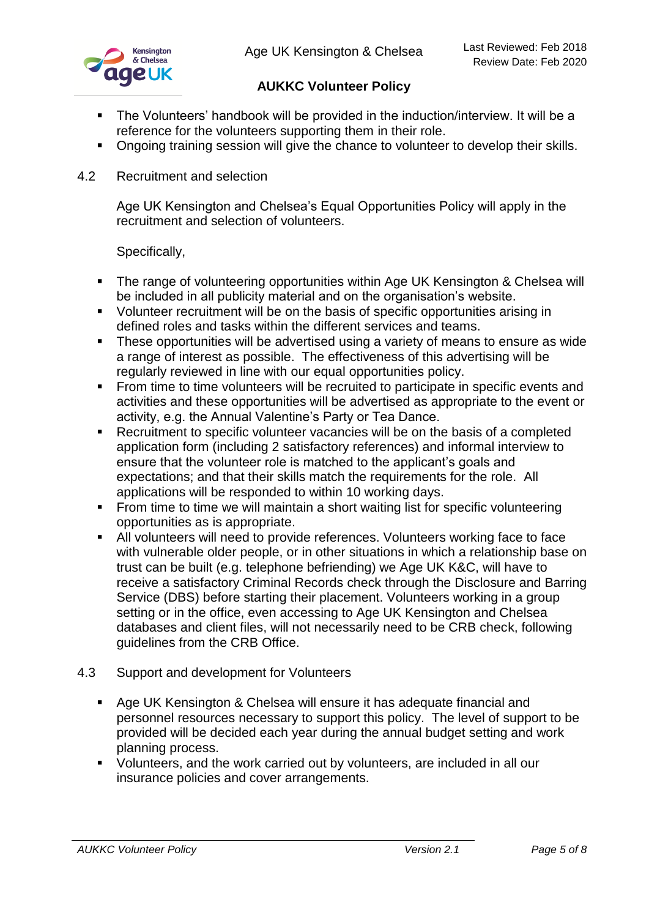- The Volunteers' handbook will be provided in the induction/interview. It will be a reference for the volunteers supporting them in their role.
- Ongoing training session will give the chance to volunteer to develop their skills.

4.2 Recruitment and selection

Age UK Kensington and Chelsea's Equal Opportunities Policy will apply in the recruitment and selection of volunteers.

Specifically,

- The range of volunteering opportunities within Age UK Kensington & Chelsea will be included in all publicity material and on the organisation's website.
- Volunteer recruitment will be on the basis of specific opportunities arising in defined roles and tasks within the different services and teams.
- These opportunities will be advertised using a variety of means to ensure as wide a range of interest as possible. The effectiveness of this advertising will be regularly reviewed in line with our equal opportunities policy.
- From time to time volunteers will be recruited to participate in specific events and activities and these opportunities will be advertised as appropriate to the event or activity, e.g. the Annual Valentine's Party or Tea Dance.
- Recruitment to specific volunteer vacancies will be on the basis of a completed application form (including 2 satisfactory references) and informal interview to ensure that the volunteer role is matched to the applicant's goals and expectations; and that their skills match the requirements for the role. All applications will be responded to within 10 working days.
- From time to time we will maintain a short waiting list for specific volunteering opportunities as is appropriate.
- All volunteers will need to provide references. Volunteers working face to face with vulnerable older people, or in other situations in which a relationship base on trust can be built (e.g. telephone befriending) we Age UK K&C, will have to receive a satisfactory Criminal Records check through the Disclosure and Barring Service (DBS) before starting their placement. Volunteers working in a group setting or in the office, even accessing to Age UK Kensington and Chelsea databases and client files, will not necessarily need to be CRB check, following guidelines from the CRB Office.

4.3 Support and development for Volunteers

- Age UK Kensington & Chelsea will ensure it has adequate financial and personnel resources necessary to support this policy. The level of support to be provided will be decided each year during the annual budget setting and work planning process.
- Volunteers, and the work carried out by volunteers, are included in all our insurance policies and cover arrangements.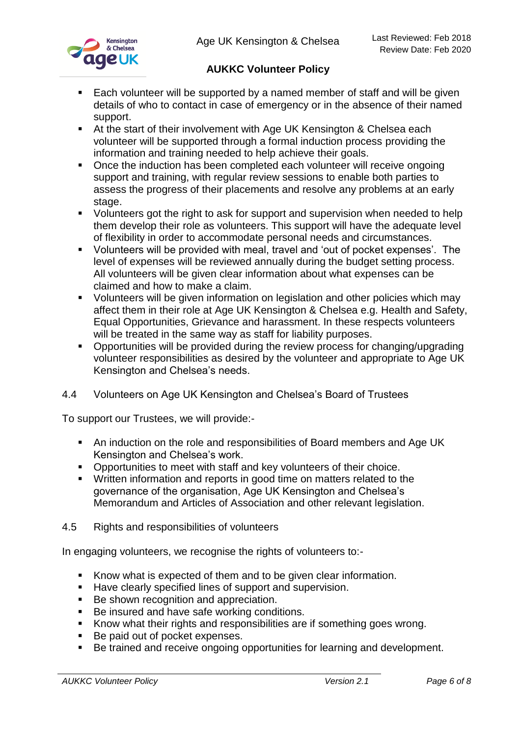- Each volunteer will be supported by a named member of staff and will be given details of who to contact in case of emergency or in the absence of their named support.
- At the start of their involvement with Age UK Kensington & Chelsea each volunteer will be supported through a formal induction process providing the information and training needed to help achieve their goals.
- Once the induction has been completed each volunteer will receive ongoing support and training, with regular review sessions to enable both parties to assess the progress of their placements and resolve any problems at an early stage.
- Volunteers got the right to ask for support and supervision when needed to help them develop their role as volunteers. This support will have the adequate level of flexibility in order to accommodate personal needs and circumstances.
- Volunteers will be provided with meal, travel and 'out of pocket expenses'. The level of expenses will be reviewed annually during the budget setting process. All volunteers will be given clear information about what expenses can be claimed and how to make a claim.
- Volunteers will be given information on legislation and other policies which may affect them in their role at Age UK Kensington & Chelsea e.g. Health and Safety, Equal Opportunities, Grievance and harassment. In these respects volunteers will be treated in the same way as staff for liability purposes.
- Opportunities will be provided during the review process for changing/upgrading volunteer responsibilities as desired by the volunteer and appropriate to Age UK Kensington and Chelsea's needs.

### 4.4 Volunteers on Age UK Kensington and Chelsea's Board of Trustees

To support our Trustees, we will provide:-

- An induction on the role and responsibilities of Board members and Age UK Kensington and Chelsea's work.
- Opportunities to meet with staff and key volunteers of their choice.
- Written information and reports in good time on matters related to the governance of the organisation, Age UK Kensington and Chelsea's Memorandum and Articles of Association and other relevant legislation.

### 4.5 Rights and responsibilities of volunteers

In engaging volunteers, we recognise the rights of volunteers to:-

- Know what is expected of them and to be given clear information.
- Have clearly specified lines of support and supervision.
- Be shown recognition and appreciation.
- Be insured and have safe working conditions.
- Know what their rights and responsibilities are if something goes wrong.
- Be paid out of pocket expenses.
- Be trained and receive ongoing opportunities for learning and development.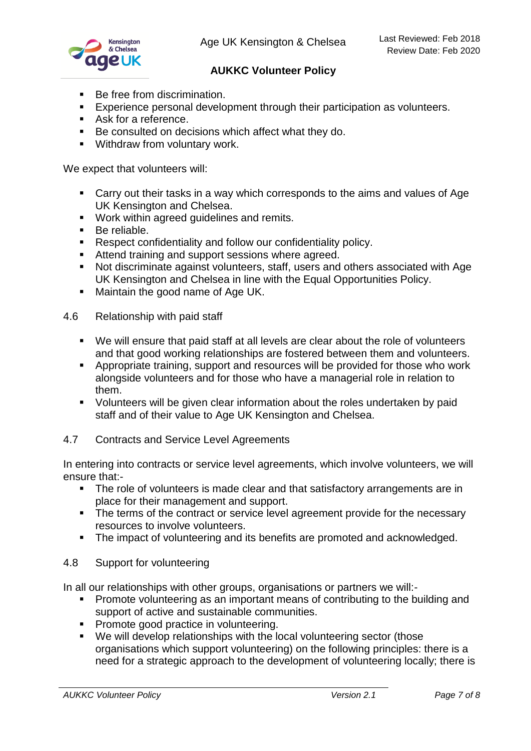- Be free from discrimination.
- Experience personal development through their participation as volunteers.
- Ask for a reference.
- Be consulted on decisions which affect what they do.
- Withdraw from voluntary work.

We expect that volunteers will:

- Carry out their tasks in a way which corresponds to the aims and values of Age UK Kensington and Chelsea.
- Work within agreed guidelines and remits.
- Be reliable.
- Respect confidentiality and follow our confidentiality policy.
- Attend training and support sessions where agreed.
- Not discriminate against volunteers, staff, users and others associated with Age UK Kensington and Chelsea in line with the Equal Opportunities Policy.
- Maintain the good name of Age UK.

### 4.6 Relationship with paid staff

- We will ensure that paid staff at all levels are clear about the role of volunteers and that good working relationships are fostered between them and volunteers.
- Appropriate training, support and resources will be provided for those who work alongside volunteers and for those who have a managerial role in relation to them.
- Volunteers will be given clear information about the roles undertaken by paid staff and of their value to Age UK Kensington and Chelsea.

### 4.7 Contracts and Service Level Agreements

In entering into contracts or service level agreements, which involve volunteers, we will ensure that:-

- The role of volunteers is made clear and that satisfactory arrangements are in place for their management and support.
- The terms of the contract or service level agreement provide for the necessary resources to involve volunteers.
- The impact of volunteering and its benefits are promoted and acknowledged.

### 4.8 Support for volunteering

In all our relationships with other groups, organisations or partners we will:-

- Promote volunteering as an important means of contributing to the building and support of active and sustainable communities.
- Promote good practice in volunteering.
- We will develop relationships with the local volunteering sector (those organisations which support volunteering) on the following principles: there is a need for a strategic approach to the development of volunteering locally; there is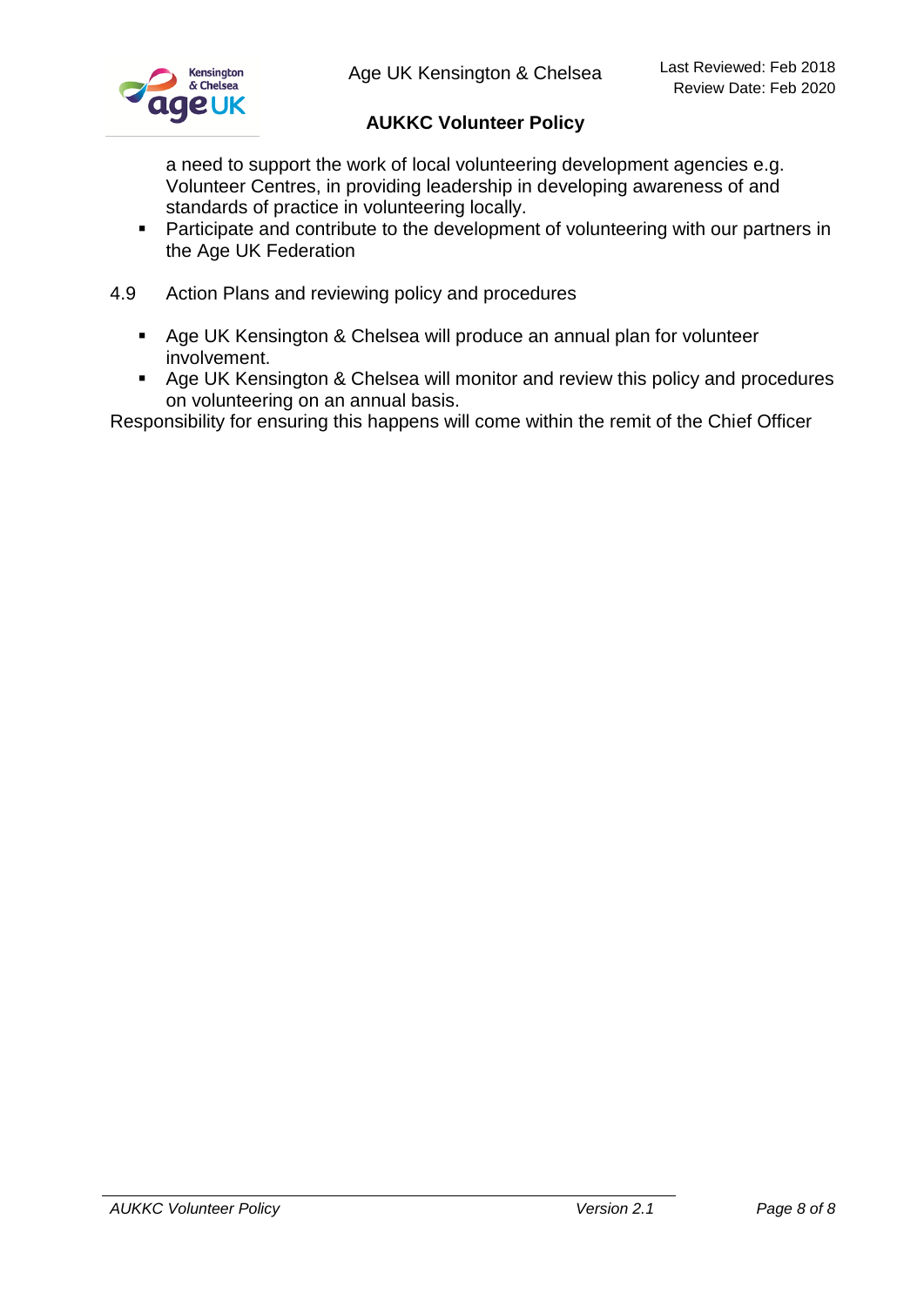a need to support the work of local volunteering development agencies e.g. Volunteer Centres, in providing leadership in developing awareness of and standards of practice in volunteering locally.

- Participate and contribute to the development of volunteering with our partners in the Age UK Federation

4.9 Action Plans and reviewing policy and procedures

- Age UK Kensington & Chelsea will produce an annual plan for volunteer involvement.
- Age UK Kensington & Chelsea will monitor and review this policy and procedures on volunteering on an annual basis.

Responsibility for ensuring this happens will come within the remit of the Chief Officer